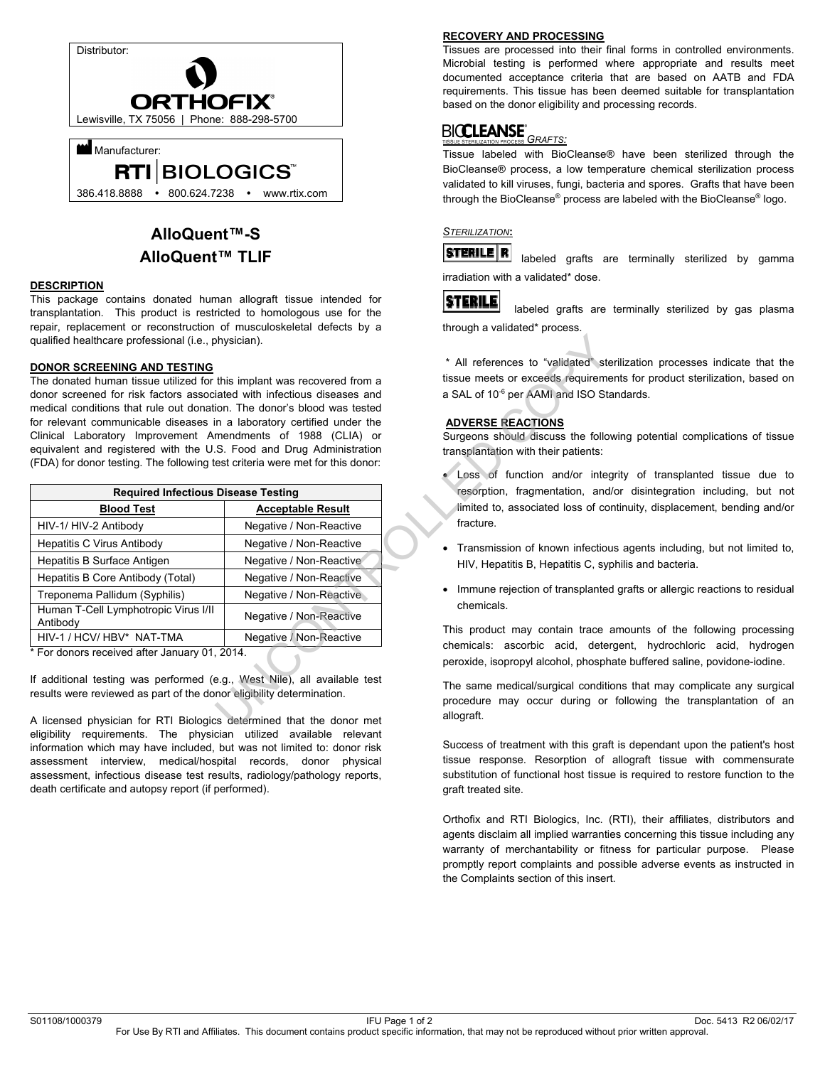Distributor:

ORTHOFIX®

Lewisville, TX 75056 | Phone: 888-298-5700

Manufacturer:

RTI | BIOLOGICS™

386.418.8888 • 800.624.7238 • www.rtix.com

# AlloQuent™-S
# AlloQuent™ TLIF

## DESCRIPTION

This package contains donated human allograft tissue intended for transplantation. This product is restricted to homologous use for the repair, replacement or reconstruction of musculoskeletal defects by a qualified healthcare professional (i.e., physician).

## DONOR SCREENING AND TESTING

The donated human tissue utilized for this implant was recovered from a donor screened for risk factors associated with infectious diseases and medical conditions that rule out donation. The donor's blood was tested for relevant communicable diseases in a laboratory certified under the Clinical Laboratory Improvement Amendments of 1988 (CLIA) or equivalent and registered with the U.S. Food and Drug Administration (FDA) for donor testing. The following test criteria were met for this donor:

| Required Infectious Disease Testing | |
|---|---|
| **Blood Test** | **Acceptable Result** |
| HIV-1/ HIV-2 Antibody | Negative / Non-Reactive |
| Hepatitis C Virus Antibody | Negative / Non-Reactive |
| Hepatitis B Surface Antigen | Negative / Non-Reactive |
| Hepatitis B Core Antibody (Total) | Negative / Non-Reactive |
| Treponema Pallidum (Syphilis) | Negative / Non-Reactive |
| Human T-Cell Lymphotropic Virus I/II Antibody | Negative / Non-Reactive |
| HIV-1 / HCV/ HBV* NAT-TMA | Negative / Non-Reactive |

* For donors received after January 01, 2014.

If additional testing was performed (e.g., West Nile), all available test results were reviewed as part of the donor eligibility determination.

A licensed physician for RTI Biologics determined that the donor met eligibility requirements. The physician utilized available relevant information which may have included, but was not limited to: donor risk assessment interview, medical/hospital records, donor physical assessment, infectious disease test results, radiology/pathology reports, death certificate and autopsy report (if performed).

## RECOVERY AND PROCESSING

Tissues are processed into their final forms in controlled environments. Microbial testing is performed where appropriate and results meet documented acceptance criteria that are based on AATB and FDA requirements. This tissue has been deemed suitable for transplantation based on the donor eligibility and processing records.

### BIOCLEANSE® *GRAFTS:*

Tissue labeled with BioCleanse® have been sterilized through the BioCleanse® process, a low temperature chemical sterilization process validated to kill viruses, fungi, bacteria and spores. Grafts that have been through the BioCleanse® process are labeled with the BioCleanse® logo.

### *STERILIZATION:*

STERILE R labeled grafts are terminally sterilized by gamma irradiation with a validated* dose.

STERILE labeled grafts are terminally sterilized by gas plasma through a validated* process.

* All references to "validated" sterilization processes indicate that the tissue meets or exceeds requirements for product sterilization, based on a SAL of $10^{-6}$ per AAMI and ISO Standards.

## ADVERSE REACTIONS

Surgeons should discuss the following potential complications of tissue transplantation with their patients:

- Loss of function and/or integrity of transplanted tissue due to resorption, fragmentation, and/or disintegration including, but not limited to, associated loss of continuity, displacement, bending and/or fracture.
- Transmission of known infectious agents including, but not limited to, HIV, Hepatitis B, Hepatitis C, syphilis and bacteria.
- Immune rejection of transplanted grafts or allergic reactions to residual chemicals.

This product may contain trace amounts of the following processing chemicals: ascorbic acid, detergent, hydrochloric acid, hydrogen peroxide, isopropyl alcohol, phosphate buffered saline, povidone-iodine.

The same medical/surgical conditions that may complicate any surgical procedure may occur during or following the transplantation of an allograft.

Success of treatment with this graft is dependant upon the patient's host tissue response. Resorption of allograft tissue with commensurate substitution of functional host tissue is required to restore function to the graft treated site.

Orthofix and RTI Biologics, Inc. (RTI), their affiliates, distributors and agents disclaim all implied warranties concerning this tissue including any warranty of merchantability or fitness for particular purpose. Please promptly report complaints and possible adverse events as instructed in the Complaints section of this insert.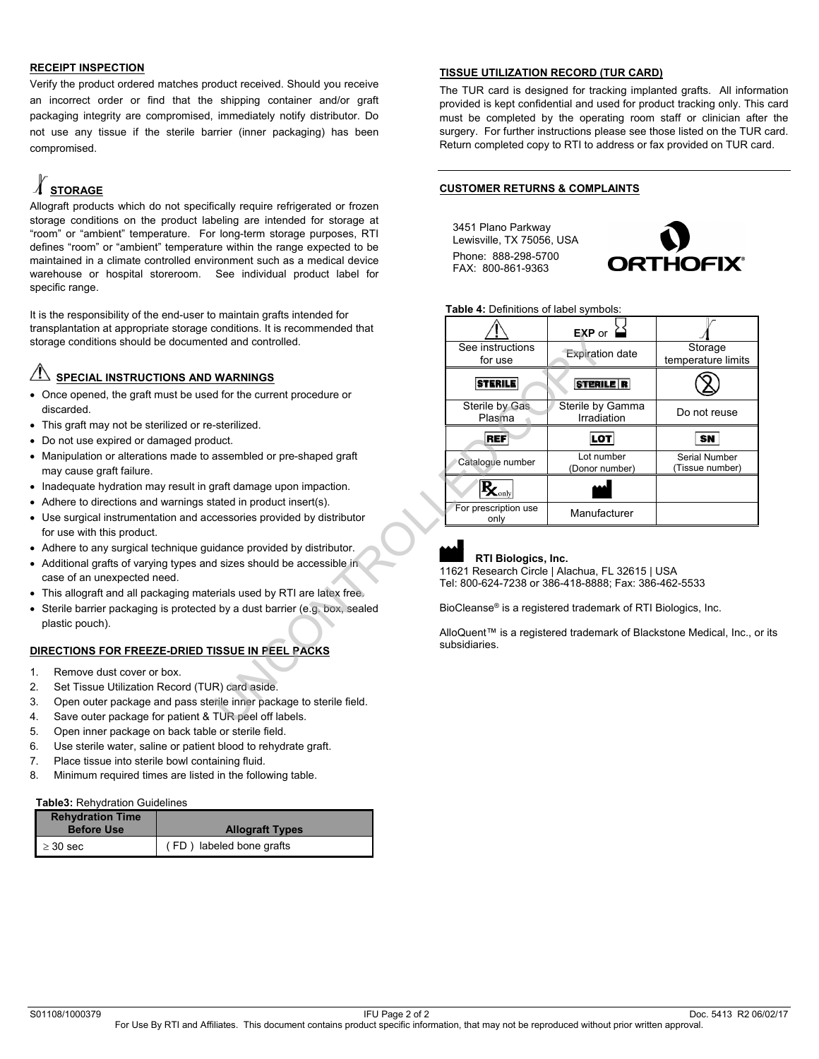## RECEIPT INSPECTION

Verify the product ordered matches product received. Should you receive an incorrect order or find that the shipping container and/or graft packaging integrity are compromised, immediately notify distributor. Do not use any tissue if the sterile barrier (inner packaging) has been compromised.

## STORAGE

Allograft products which do not specifically require refrigerated or frozen storage conditions on the product labeling are intended for storage at "room" or "ambient" temperature. For long-term storage purposes, RTI defines "room" or "ambient" temperature within the range expected to be maintained in a climate controlled environment such as a medical device warehouse or hospital storeroom. See individual product label for specific range.

It is the responsibility of the end-user to maintain grafts intended for transplantation at appropriate storage conditions. It is recommended that storage conditions should be documented and controlled.

## SPECIAL INSTRUCTIONS AND WARNINGS

- Once opened, the graft must be used for the current procedure or discarded.
- This graft may not be sterilized or re-sterilized.
- Do not use expired or damaged product.
- Manipulation or alterations made to assembled or pre-shaped graft may cause graft failure.
- Inadequate hydration may result in graft damage upon impaction.
- Adhere to directions and warnings stated in product insert(s).
- Use surgical instrumentation and accessories provided by distributor for use with this product.
- Adhere to any surgical technique guidance provided by distributor.
- Additional grafts of varying types and sizes should be accessible in case of an unexpected need.
- This allograft and all packaging materials used by RTI are latex free.
- Sterile barrier packaging is protected by a dust barrier (e.g. box, sealed plastic pouch).

## DIRECTIONS FOR FREEZE-DRIED TISSUE IN PEEL PACKS

1. Remove dust cover or box.
2. Set Tissue Utilization Record (TUR) card aside.
3. Open outer package and pass sterile inner package to sterile field.
4. Save outer package for patient & TUR peel off labels.
5. Open inner package on back table or sterile field.
6. Use sterile water, saline or patient blood to rehydrate graft.
7. Place tissue into sterile bowl containing fluid.
8. Minimum required times are listed in the following table.

**Table3:** Rehydration Guidelines

| Rehydration Time Before Use | Allograft Types |
|---|---|
| $\geq$ 30 sec | ( FD ) labeled bone grafts |

## TISSUE UTILIZATION RECORD (TUR CARD)

The TUR card is designed for tracking implanted grafts. All information provided is kept confidential and used for product tracking only. This card must be completed by the operating room staff or clinician after the surgery. For further instructions please see those listed on the TUR card. Return completed copy to RTI to address or fax provided on TUR card.

## CUSTOMER RETURNS & COMPLAINTS

3451 Plano Parkway
Lewisville, TX 75056, USA
Phone: 888-298-5700
FAX: 800-861-9363

ORTHOFIX®

**Table 4:** Definitions of label symbols:

| | | |
|---|---|---|
| See instructions for use | EXP or — Expiration date | Storage temperature limits |
| STERILE — Sterile by Gas Plasma | STERILE R — Sterile by Gamma Irradiation | Do not reuse |
| REF — Catalogue number | LOT — Lot number (Donor number) | SN — Serial Number (Tissue number) |
| Rx only — For prescription use only | Manufacturer | |

**RTI Biologics, Inc.**
11621 Research Circle | Alachua, FL 32615 | USA
Tel: 800-624-7238 or 386-418-8888; Fax: 386-462-5533

BioCleanse® is a registered trademark of RTI Biologics, Inc.

AlloQuent™ is a registered trademark of Blackstone Medical, Inc., or its subsidiaries.

S01108/1000379 Doc. 5413 R2 06/02/17

For Use By RTI and Affiliates. This document contains product specific information, that may not be reproduced without prior written approval.